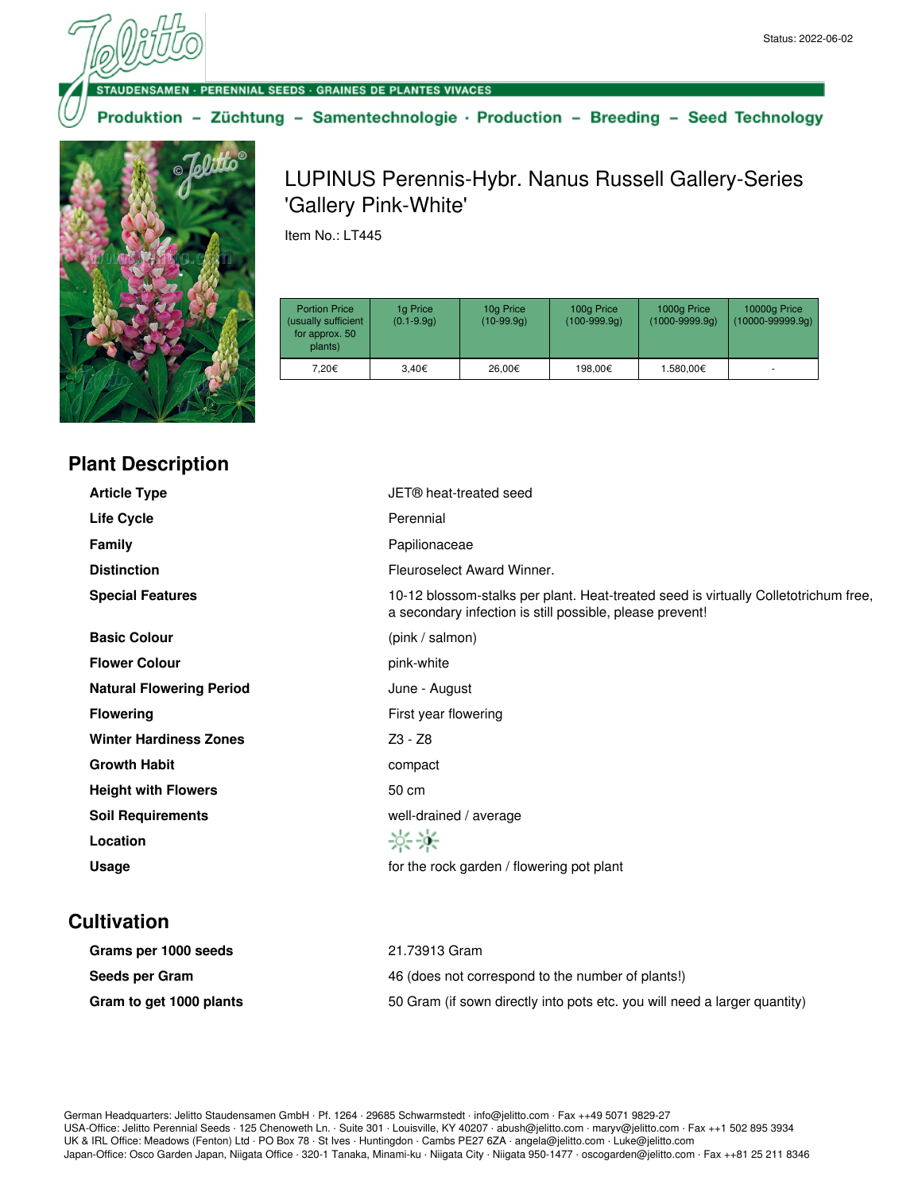Status: 2022-06-02

STAUDENSAMEN · PERENNIAL SEEDS · GRAINES DE PLANTES VIVACES

Produktion – Züchtung – Samentechnologie · Production – Breeding – Seed Technology

# LUPINUS Perennis-Hybr. Nanus Russell Gallery-Series 'Gallery Pink-White'

Item No.: LT445

| Portion Price (usually sufficient for approx. 50 plants) | 1g Price (0.1-9.9g) | 10g Price (10-99.9g) | 100g Price (100-999.9g) | 1000g Price (1000-9999.9g) | 10000g Price (10000-99999.9g) |
|---|---|---|---|---|---|
| 7,20€ | 3,40€ | 26,00€ | 198,00€ | 1.580,00€ | - |

## Plant Description

| | |
|---|---|
| **Article Type** | JET® heat-treated seed |
| **Life Cycle** | Perennial |
| **Family** | Papilionaceae |
| **Distinction** | Fleuroselect Award Winner. |
| **Special Features** | 10-12 blossom-stalks per plant. Heat-treated seed is virtually Colletotrichum free, a secondary infection is still possible, please prevent! |
| **Basic Colour** | (pink / salmon) |
| **Flower Colour** | pink-white |
| **Natural Flowering Period** | June - August |
| **Flowering** | First year flowering |
| **Winter Hardiness Zones** | Z3 - Z8 |
| **Growth Habit** | compact |
| **Height with Flowers** | 50 cm |
| **Soil Requirements** | well-drained / average |
| **Location** | |
| **Usage** | for the rock garden / flowering pot plant |

## Cultivation

| | |
|---|---|
| **Grams per 1000 seeds** | 21.73913 Gram |
| **Seeds per Gram** | 46 (does not correspond to the number of plants!) |
| **Gram to get 1000 plants** | 50 Gram (if sown directly into pots etc. you will need a larger quantity) |

German Headquarters: Jelitto Staudensamen GmbH · Pf. 1264 · 29685 Schwarmstedt · info@jelitto.com · Fax ++49 5071 9829-27
USA-Office: Jelitto Perennial Seeds · 125 Chenoweth Ln. · Suite 301 · Louisville, KY 40207 · abush@jelitto.com · maryv@jelitto.com · Fax ++1 502 895 3934
UK & IRL Office: Meadows (Fenton) Ltd · PO Box 78 · St Ives · Huntingdon · Cambs PE27 6ZA · angela@jelitto.com · Luke@jelitto.com
Japan-Office: Osco Garden Japan, Niigata Office · 320-1 Tanaka, Minami-ku · Niigata City · Niigata 950-1477 · oscogarden@jelitto.com · Fax ++81 25 211 8346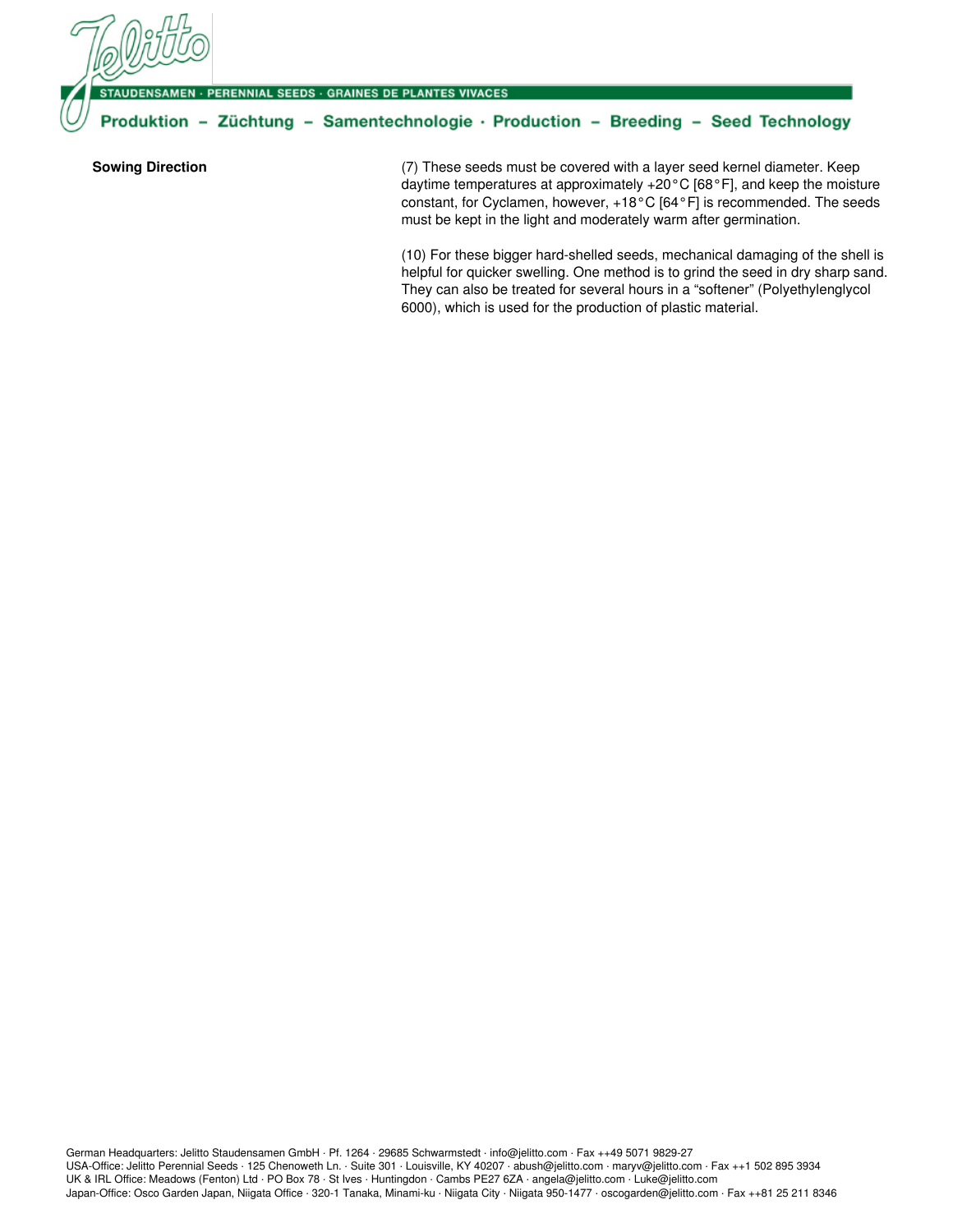**Sowing Direction**

(7) These seeds must be covered with a layer seed kernel diameter. Keep daytime temperatures at approximately +20°C [68°F], and keep the moisture constant, for Cyclamen, however, +18°C [64°F] is recommended. The seeds must be kept in the light and moderately warm after germination.

(10) For these bigger hard-shelled seeds, mechanical damaging of the shell is helpful for quicker swelling. One method is to grind the seed in dry sharp sand. They can also be treated for several hours in a “softener” (Polyethylenglycol 6000), which is used for the production of plastic material.